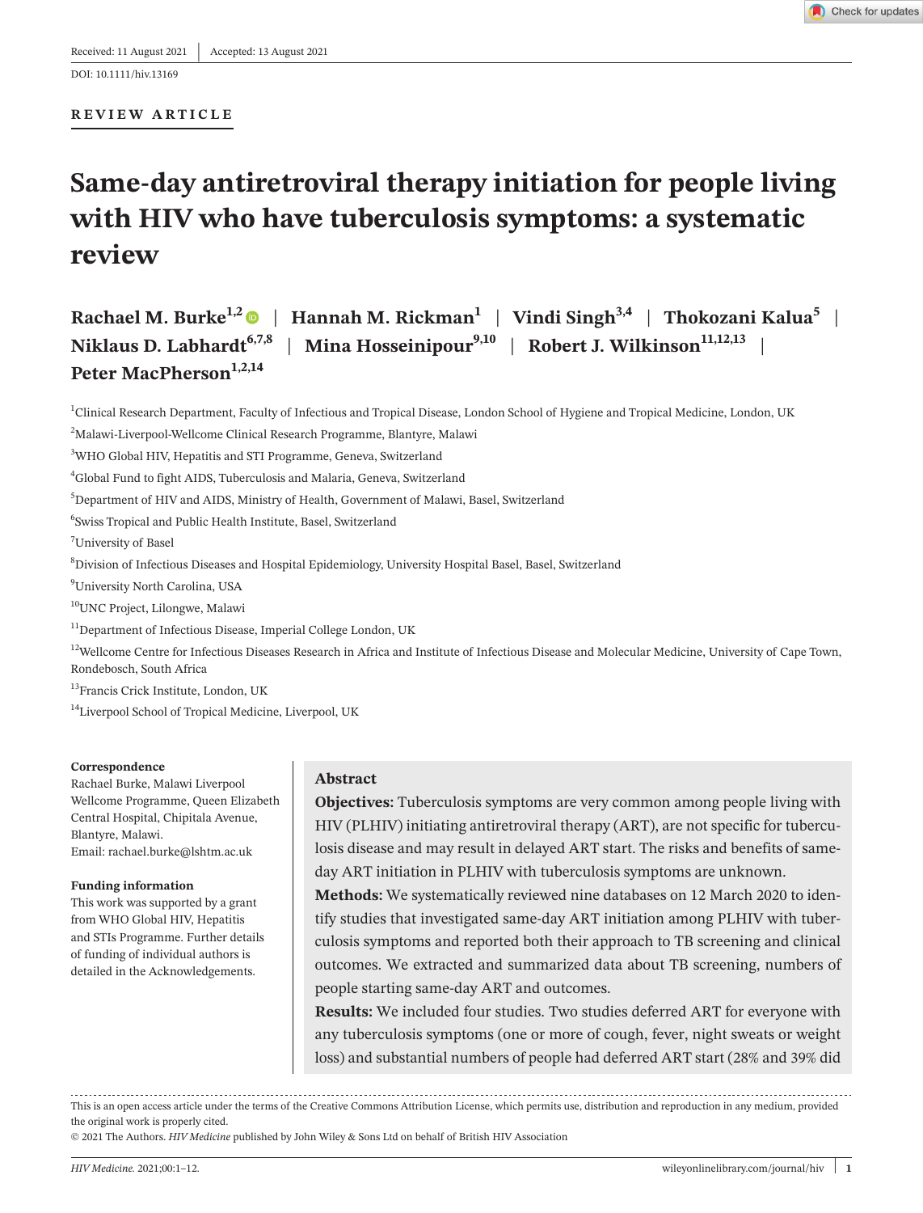Received: 11 August 2021 | Accepted: 13 August 2021

DOI: 10.1111/hiv.13169

**REVIEW ARTICLE**

# Same-day antiretroviral therapy initiation for people living with HIV who have tuberculosis symptoms: a systematic review

**Rachael M. Burke[1,2]** | **Hannah M. Rickman[1]** | **Vindi Singh[3,4]** | **Thokozani Kalua[5]** | **Niklaus D. Labhardt[6,7,8]** | **Mina Hosseinipour[9,10]** | **Robert J. Wilkinson[11,12,13]** | **Peter MacPherson[1,2,14]**

[1]Clinical Research Department, Faculty of Infectious and Tropical Disease, London School of Hygiene and Tropical Medicine, London, UK

[2]Malawi-Liverpool-Wellcome Clinical Research Programme, Blantyre, Malawi

[3]WHO Global HIV, Hepatitis and STI Programme, Geneva, Switzerland

[4]Global Fund to fight AIDS, Tuberculosis and Malaria, Geneva, Switzerland

[5]Department of HIV and AIDS, Ministry of Health, Government of Malawi, Basel, Switzerland

[6]Swiss Tropical and Public Health Institute, Basel, Switzerland

[7]University of Basel

[8]Division of Infectious Diseases and Hospital Epidemiology, University Hospital Basel, Basel, Switzerland

[9]University North Carolina, USA

[10]UNC Project, Lilongwe, Malawi

[11]Department of Infectious Disease, Imperial College London, UK

[12]Wellcome Centre for Infectious Diseases Research in Africa and Institute of Infectious Disease and Molecular Medicine, University of Cape Town, Rondebosch, South Africa

[13]Francis Crick Institute, London, UK

[14]Liverpool School of Tropical Medicine, Liverpool, UK

**Correspondence**
Rachael Burke, Malawi Liverpool Wellcome Programme, Queen Elizabeth Central Hospital, Chipitala Avenue, Blantyre, Malawi.
Email: rachael.burke@lshtm.ac.uk

**Funding information**
This work was supported by a grant from WHO Global HIV, Hepatitis and STIs Programme. Further details of funding of individual authors is detailed in the Acknowledgements.

## Abstract

**Objectives:** Tuberculosis symptoms are very common among people living with HIV (PLHIV) initiating antiretroviral therapy (ART), are not specific for tuberculosis disease and may result in delayed ART start. The risks and benefits of same-day ART initiation in PLHIV with tuberculosis symptoms are unknown.

**Methods:** We systematically reviewed nine databases on 12 March 2020 to identify studies that investigated same-day ART initiation among PLHIV with tuberculosis symptoms and reported both their approach to TB screening and clinical outcomes. We extracted and summarized data about TB screening, numbers of people starting same-day ART and outcomes.

**Results:** We included four studies. Two studies deferred ART for everyone with any tuberculosis symptoms (one or more of cough, fever, night sweats or weight loss) and substantial numbers of people had deferred ART start (28% and 39% did

This is an open access article under the terms of the Creative Commons Attribution License, which permits use, distribution and reproduction in any medium, provided the original work is properly cited.

© 2021 The Authors. *HIV Medicine* published by John Wiley & Sons Ltd on behalf of British HIV Association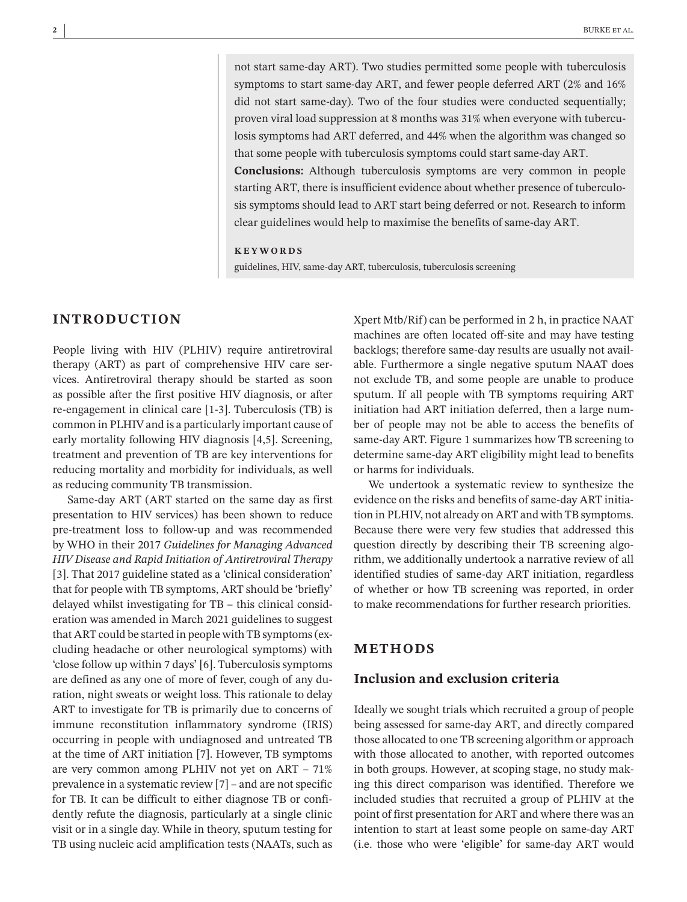not start same-day ART). Two studies permitted some people with tuberculosis symptoms to start same-day ART, and fewer people deferred ART (2% and 16% did not start same-day). Two of the four studies were conducted sequentially; proven viral load suppression at 8 months was 31% when everyone with tuberculosis symptoms had ART deferred, and 44% when the algorithm was changed so that some people with tuberculosis symptoms could start same-day ART.

**Conclusions:** Although tuberculosis symptoms are very common in people starting ART, there is insufficient evidence about whether presence of tuberculosis symptoms should lead to ART start being deferred or not. Research to inform clear guidelines would help to maximise the benefits of same-day ART.

**KEYWORDS**

guidelines, HIV, same-day ART, tuberculosis, tuberculosis screening

## INTRODUCTION

People living with HIV (PLHIV) require antiretroviral therapy (ART) as part of comprehensive HIV care services. Antiretroviral therapy should be started as soon as possible after the first positive HIV diagnosis, or after re-engagement in clinical care [1-3]. Tuberculosis (TB) is common in PLHIV and is a particularly important cause of early mortality following HIV diagnosis [4,5]. Screening, treatment and prevention of TB are key interventions for reducing mortality and morbidity for individuals, as well as reducing community TB transmission.

Same-day ART (ART started on the same day as first presentation to HIV services) has been shown to reduce pre-treatment loss to follow-up and was recommended by WHO in their 2017 *Guidelines for Managing Advanced HIV Disease and Rapid Initiation of Antiretroviral Therapy* [3]. That 2017 guideline stated as a 'clinical consideration' that for people with TB symptoms, ART should be 'briefly' delayed whilst investigating for TB – this clinical consideration was amended in March 2021 guidelines to suggest that ART could be started in people with TB symptoms (excluding headache or other neurological symptoms) with 'close follow up within 7 days' [6]. Tuberculosis symptoms are defined as any one of more of fever, cough of any duration, night sweats or weight loss. This rationale to delay ART to investigate for TB is primarily due to concerns of immune reconstitution inflammatory syndrome (IRIS) occurring in people with undiagnosed and untreated TB at the time of ART initiation [7]. However, TB symptoms are very common among PLHIV not yet on ART – 71% prevalence in a systematic review [7] – and are not specific for TB. It can be difficult to either diagnose TB or confidently refute the diagnosis, particularly at a single clinic visit or in a single day. While in theory, sputum testing for TB using nucleic acid amplification tests (NAATs, such as Xpert Mtb/Rif) can be performed in 2 h, in practice NAAT machines are often located off-site and may have testing backlogs; therefore same-day results are usually not available. Furthermore a single negative sputum NAAT does not exclude TB, and some people are unable to produce sputum. If all people with TB symptoms requiring ART initiation had ART initiation deferred, then a large number of people may not be able to access the benefits of same-day ART. Figure 1 summarizes how TB screening to determine same-day ART eligibility might lead to benefits or harms for individuals.

We undertook a systematic review to synthesize the evidence on the risks and benefits of same-day ART initiation in PLHIV, not already on ART and with TB symptoms. Because there were very few studies that addressed this question directly by describing their TB screening algorithm, we additionally undertook a narrative review of all identified studies of same-day ART initiation, regardless of whether or how TB screening was reported, in order to make recommendations for further research priorities.

## METHODS

### Inclusion and exclusion criteria

Ideally we sought trials which recruited a group of people being assessed for same-day ART, and directly compared those allocated to one TB screening algorithm or approach with those allocated to another, with reported outcomes in both groups. However, at scoping stage, no study making this direct comparison was identified. Therefore we included studies that recruited a group of PLHIV at the point of first presentation for ART and where there was an intention to start at least some people on same-day ART (i.e. those who were 'eligible' for same-day ART would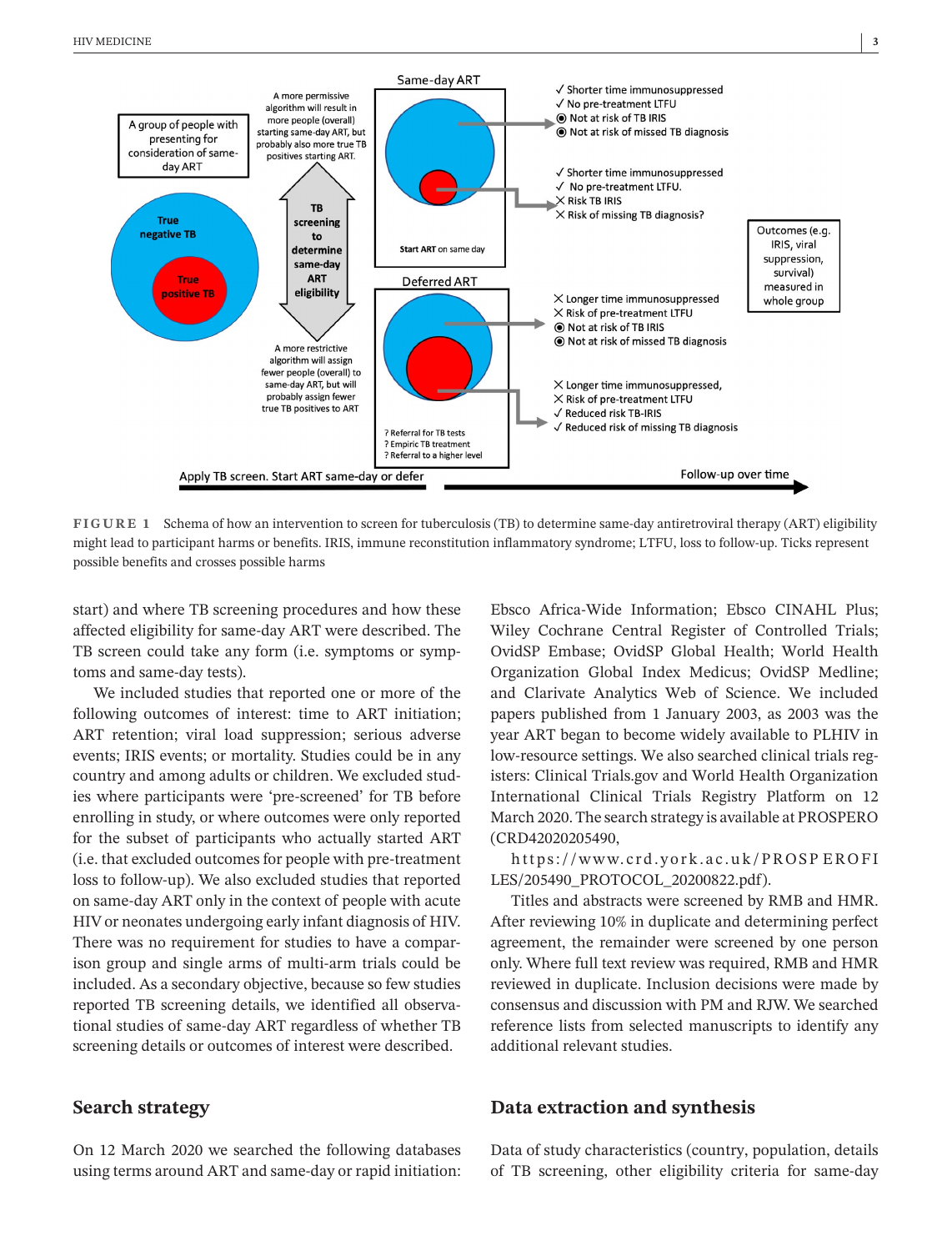**FIGURE 1** Schema of how an intervention to screen for tuberculosis (TB) to determine same-day antiretroviral therapy (ART) eligibility might lead to participant harms or benefits. IRIS, immune reconstitution inflammatory syndrome; LTFU, loss to follow-up. Ticks represent possible benefits and crosses possible harms

start) and where TB screening procedures and how these affected eligibility for same-day ART were described. The TB screen could take any form (i.e. symptoms or symptoms and same-day tests).

We included studies that reported one or more of the following outcomes of interest: time to ART initiation; ART retention; viral load suppression; serious adverse events; IRIS events; or mortality. Studies could be in any country and among adults or children. We excluded studies where participants were 'pre-screened' for TB before enrolling in study, or where outcomes were only reported for the subset of participants who actually started ART (i.e. that excluded outcomes for people with pre-treatment loss to follow-up). We also excluded studies that reported on same-day ART only in the context of people with acute HIV or neonates undergoing early infant diagnosis of HIV. There was no requirement for studies to have a comparison group and single arms of multi-arm trials could be included. As a secondary objective, because so few studies reported TB screening details, we identified all observational studies of same-day ART regardless of whether TB screening details or outcomes of interest were described.

## Search strategy

On 12 March 2020 we searched the following databases using terms around ART and same-day or rapid initiation: Ebsco Africa-Wide Information; Ebsco CINAHL Plus; Wiley Cochrane Central Register of Controlled Trials; OvidSP Embase; OvidSP Global Health; World Health Organization Global Index Medicus; OvidSP Medline; and Clarivate Analytics Web of Science. We included papers published from 1 January 2003, as 2003 was the year ART began to become widely available to PLHIV in low-resource settings. We also searched clinical trials registers: Clinical Trials.gov and World Health Organization International Clinical Trials Registry Platform on 12 March 2020. The search strategy is available at PROSPERO (CRD42020205490, https://www.crd.york.ac.uk/PROSPEROFILES/205490_PROTOCOL_20200822.pdf).

Titles and abstracts were screened by RMB and HMR. After reviewing 10% in duplicate and determining perfect agreement, the remainder were screened by one person only. Where full text review was required, RMB and HMR reviewed in duplicate. Inclusion decisions were made by consensus and discussion with PM and RJW. We searched reference lists from selected manuscripts to identify any additional relevant studies.

## Data extraction and synthesis

Data of study characteristics (country, population, details of TB screening, other eligibility criteria for same-day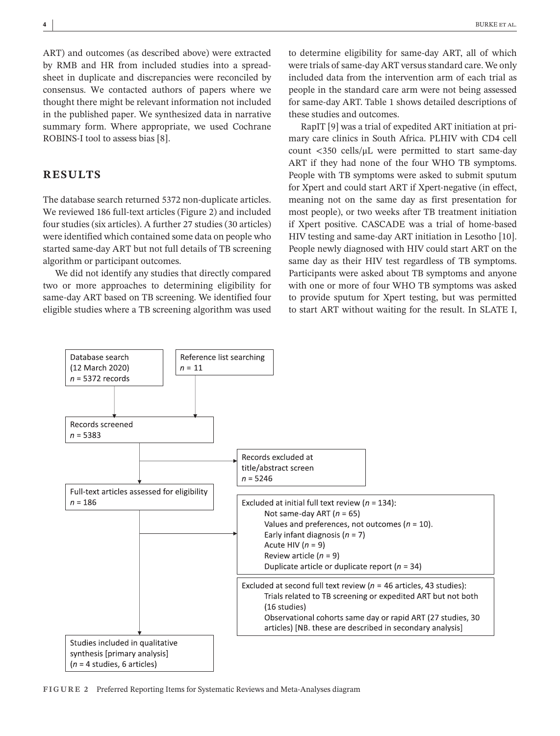ART) and outcomes (as described above) were extracted by RMB and HR from included studies into a spreadsheet in duplicate and discrepancies were reconciled by consensus. We contacted authors of papers where we thought there might be relevant information not included in the published paper. We synthesized data in narrative summary form. Where appropriate, we used Cochrane ROBINS-I tool to assess bias [8].

## RESULTS

The database search returned 5372 non-duplicate articles. We reviewed 186 full-text articles (Figure 2) and included four studies (six articles). A further 27 studies (30 articles) were identified which contained some data on people who started same-day ART but not full details of TB screening algorithm or participant outcomes.

We did not identify any studies that directly compared two or more approaches to determining eligibility for same-day ART based on TB screening. We identified four eligible studies where a TB screening algorithm was used to determine eligibility for same-day ART, all of which were trials of same-day ART versus standard care. We only included data from the intervention arm of each trial as people in the standard care arm were not being assessed for same-day ART. Table 1 shows detailed descriptions of these studies and outcomes.

RapIT [9] was a trial of expedited ART initiation at primary care clinics in South Africa. PLHIV with CD4 cell count <350 cells/μL were permitted to start same-day ART if they had none of the four WHO TB symptoms. People with TB symptoms were asked to submit sputum for Xpert and could start ART if Xpert-negative (in effect, meaning not on the same day as first presentation for most people), or two weeks after TB treatment initiation if Xpert positive. CASCADE was a trial of home-based HIV testing and same-day ART initiation in Lesotho [10]. People newly diagnosed with HIV could start ART on the same day as their HIV test regardless of TB symptoms. Participants were asked about TB symptoms and anyone with one or more of four WHO TB symptoms was asked to provide sputum for Xpert testing, but was permitted to start ART without waiting for the result. In SLATE I,

Database search (12 March 2020) *n* = 5372 records

Reference list searching *n* = 11

Records screened *n* = 5383

Records excluded at title/abstract screen *n* = 5246

Full-text articles assessed for eligibility *n* = 186

Excluded at initial full text review (*n* = 134):
- Not same-day ART (*n* = 65)
- Values and preferences, not outcomes (*n* = 10).
- Early infant diagnosis (*n* = 7)
- Acute HIV (*n* = 9)
- Review article (*n* = 9)
- Duplicate article or duplicate report (*n* = 34)

Excluded at second full text review (*n* = 46 articles, 43 studies):
- Trials related to TB screening or expedited ART but not both (16 studies)
- Observational cohorts same day or rapid ART (27 studies, 30 articles) [NB. these are described in secondary analysis]

Studies included in qualitative synthesis [primary analysis] (*n* = 4 studies, 6 articles)

**FIGURE 2** Preferred Reporting Items for Systematic Reviews and Meta-Analyses diagram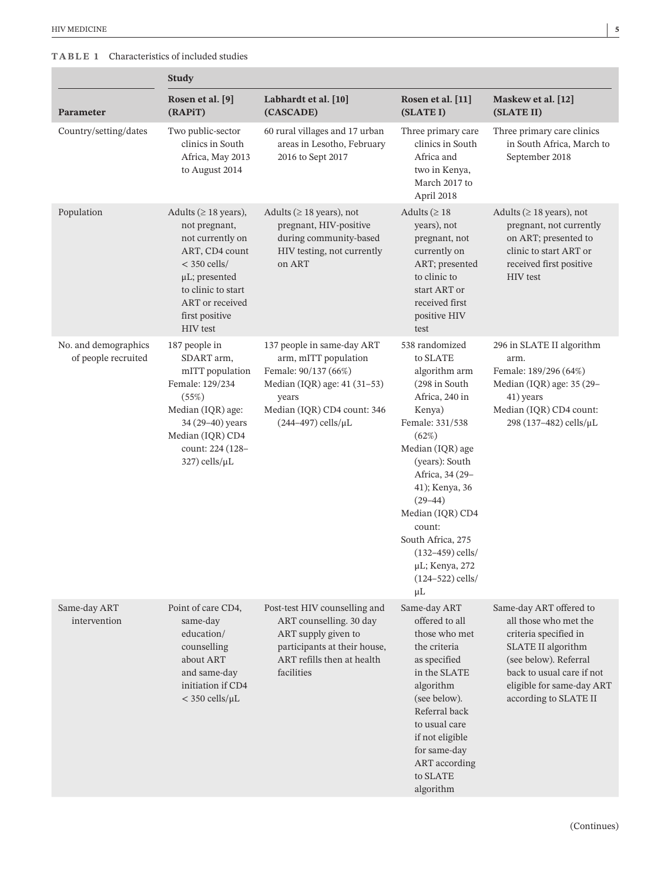**TABLE 1** Characteristics of included studies

| | Study | | | |
|---|---|---|---|---|
| Parameter | Rosen et al. [9] (RAPiT) | Labhardt et al. [10] (CASCADE) | Rosen et al. [11] (SLATE I) | Maskew et al. [12] (SLATE II) |
| Country/setting/dates | Two public-sector clinics in South Africa, May 2013 to August 2014 | 60 rural villages and 17 urban areas in Lesotho, February 2016 to Sept 2017 | Three primary care clinics in South Africa and two in Kenya, March 2017 to April 2018 | Three primary care clinics in South Africa, March to September 2018 |
| Population | Adults (≥ 18 years), not pregnant, not currently on ART, CD4 count < 350 cells/μL; presented to clinic to start ART or received first positive HIV test | Adults (≥ 18 years), not pregnant, HIV-positive during community-based HIV testing, not currently on ART | Adults (≥ 18 years), not pregnant, not currently on ART; presented to clinic to start ART or received first positive HIV test | Adults (≥ 18 years), not pregnant, not currently on ART; presented to clinic to start ART or received first positive HIV test |
| No. and demographics of people recruited | 187 people in SDART arm, mITT population<br>Female: 129/234 (55%)<br>Median (IQR) age: 34 (29–40) years<br>Median (IQR) CD4 count: 224 (128–327) cells/μL | 137 people in same-day ART arm, mITT population<br>Female: 90/137 (66%)<br>Median (IQR) age: 41 (31–53) years<br>Median (IQR) CD4 count: 346 (244–497) cells/μL | 538 randomized to SLATE algorithm arm (298 in South Africa, 240 in Kenya)<br>Female: 331/538 (62%)<br>Median (IQR) age (years): South Africa, 34 (29–41); Kenya, 36 (29–44)<br>Median (IQR) CD4 count:<br>South Africa, 275 (132–459) cells/μL; Kenya, 272 (124–522) cells/μL | 296 in SLATE II algorithm arm.<br>Female: 189/296 (64%)<br>Median (IQR) age: 35 (29–41) years<br>Median (IQR) CD4 count: 298 (137–482) cells/μL |
| Same-day ART intervention | Point of care CD4, same-day education/counselling about ART and same-day initiation if CD4 < 350 cells/μL | Post-test HIV counselling and ART counselling. 30 day ART supply given to participants at their house, ART refills then at health facilities | Same-day ART offered to all those who met the criteria as specified in the SLATE algorithm (see below). Referral back to usual care if not eligible for same-day ART according to SLATE algorithm | Same-day ART offered to all those who met the criteria specified in SLATE II algorithm (see below). Referral back to usual care if not eligible for same-day ART according to SLATE II |

(Continues)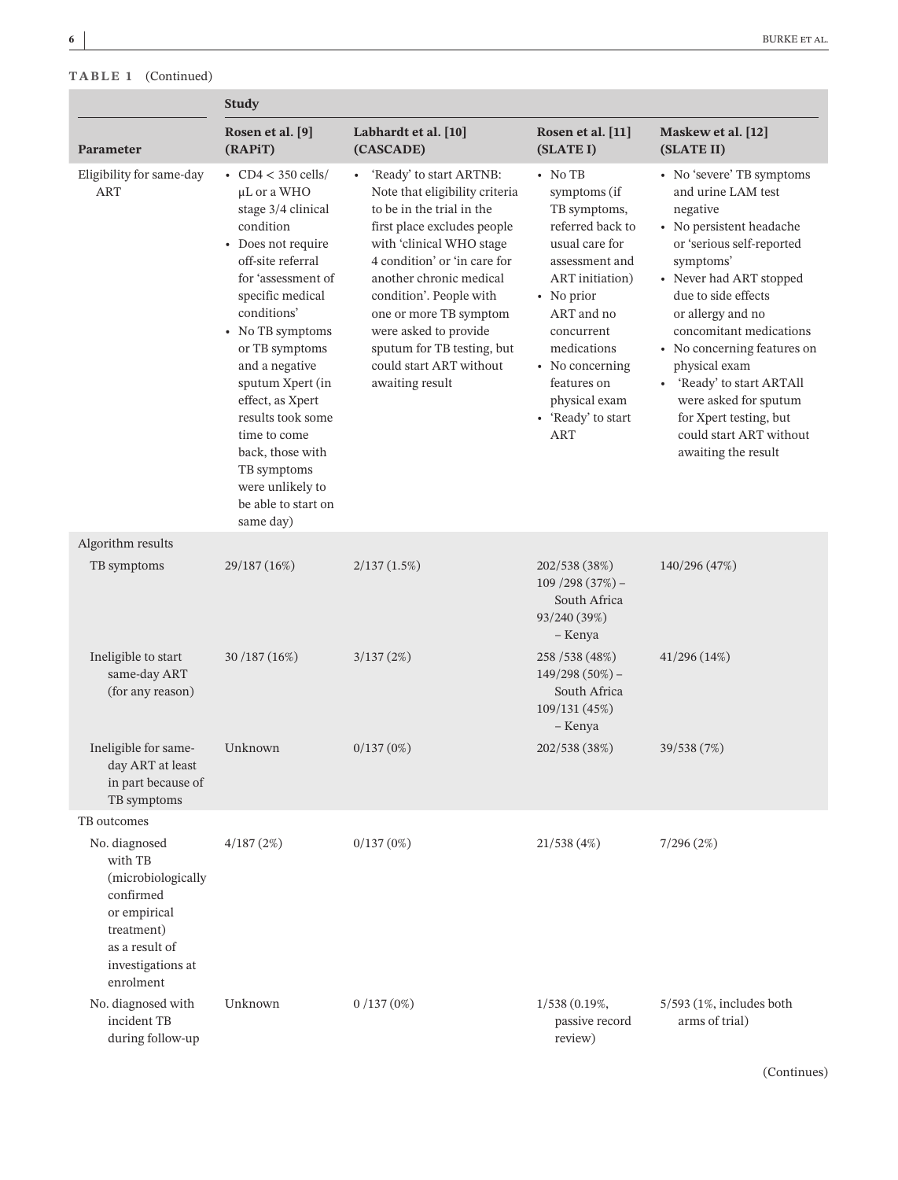**TABLE 1** (Continued)

| Parameter | Study | | | |
|---|---|---|---|---|
| | Rosen et al. [9] (RAPiT) | Labhardt et al. [10] (CASCADE) | Rosen et al. [11] (SLATE I) | Maskew et al. [12] (SLATE II) |
| Eligibility for same-day ART | • CD4 < 350 cells/μL or a WHO stage 3/4 clinical condition<br>• Does not require off-site referral for 'assessment of specific medical conditions'<br>• No TB symptoms or TB symptoms and a negative sputum Xpert (in effect, as Xpert results took some time to come back, those with TB symptoms were unlikely to be able to start on same day) | • 'Ready' to start ARTNB: Note that eligibility criteria to be in the trial in the first place excludes people with 'clinical WHO stage 4 condition' or 'in care for another chronic medical condition'. People with one or more TB symptom were asked to provide sputum for TB testing, but could start ART without awaiting result | • No TB symptoms (if TB symptoms, referred back to usual care for assessment and ART initiation)<br>• No prior ART and no concurrent medications<br>• No concerning features on physical exam<br>• 'Ready' to start ART | • No 'severe' TB symptoms and urine LAM test negative<br>• No persistent headache or 'serious self-reported symptoms'<br>• Never had ART stopped due to side effects or allergy and no concomitant medications<br>• No concerning features on physical exam<br>• 'Ready' to start ARTAll were asked for sputum for Xpert testing, but could start ART without awaiting the result |
| Algorithm results | | | | |
| TB symptoms | 29/187 (16%) | 2/137 (1.5%) | 202/538 (38%)<br>109 /298 (37%) – South Africa<br>93/240 (39%) – Kenya | 140/296 (47%) |
| Ineligible to start same-day ART (for any reason) | 30 /187 (16%) | 3/137 (2%) | 258 /538 (48%)<br>149/298 (50%) – South Africa<br>109/131 (45%) – Kenya | 41/296 (14%) |
| Ineligible for same-day ART at least in part because of TB symptoms | Unknown | 0/137 (0%) | 202/538 (38%) | 39/538 (7%) |
| TB outcomes | | | | |
| No. diagnosed with TB (microbiologically confirmed or empirical treatment) as a result of investigations at enrolment | 4/187 (2%) | 0/137 (0%) | 21/538 (4%) | 7/296 (2%) |
| No. diagnosed with incident TB during follow-up | Unknown | 0 /137 (0%) | 1/538 (0.19%, passive record review) | 5/593 (1%, includes both arms of trial) |

(Continues)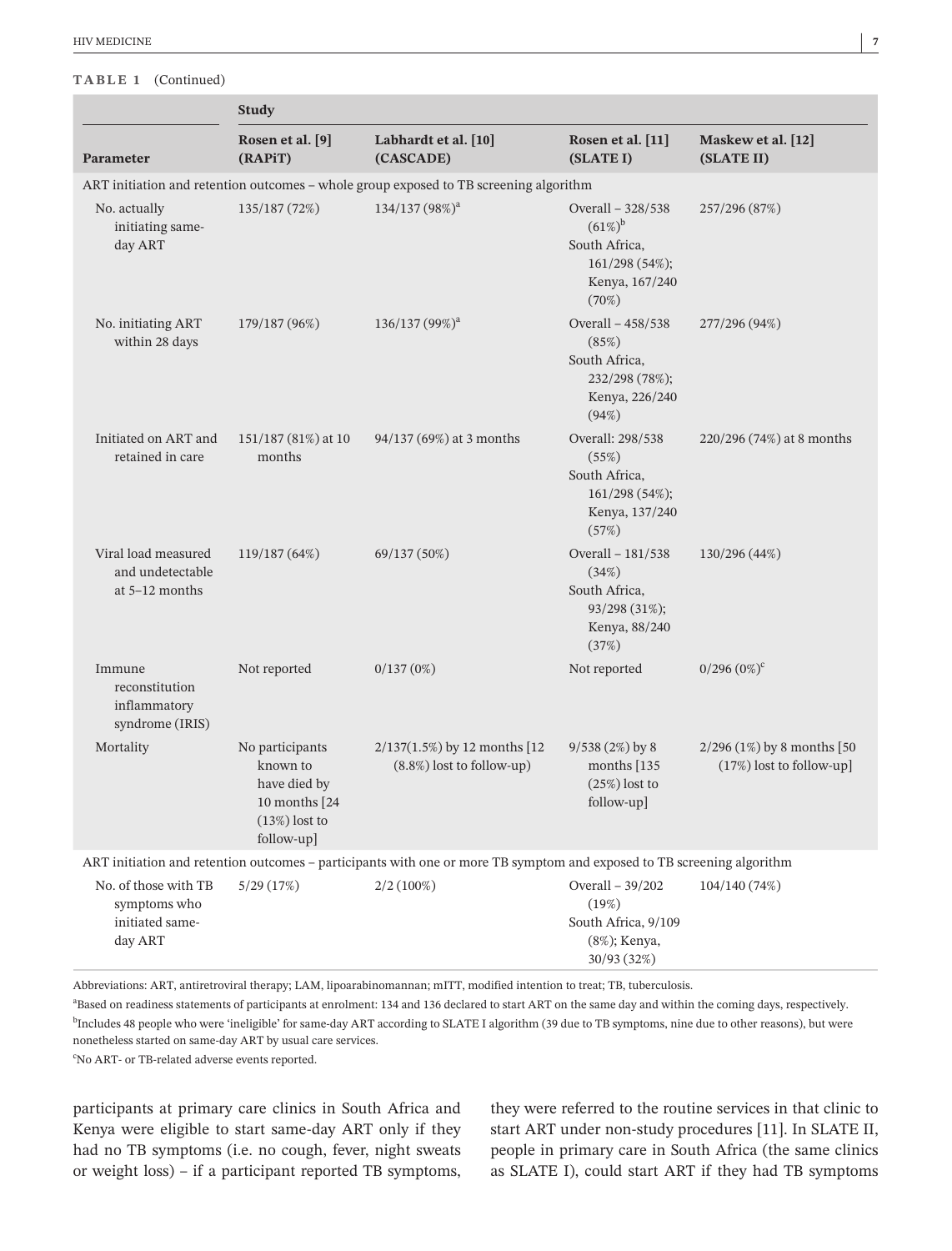**TABLE 1** (Continued)

| Parameter | Study | | | |
|---|---|---|---|---|
| | Rosen et al. [9] (RAPiT) | Labhardt et al. [10] (CASCADE) | Rosen et al. [11] (SLATE I) | Maskew et al. [12] (SLATE II) |
| ART initiation and retention outcomes – whole group exposed to TB screening algorithm | | | | |
| No. actually initiating same-day ART | 135/187 (72%) | 134/137 (98%)[a] | Overall – 328/538 (61%)[b] South Africa, 161/298 (54%); Kenya, 167/240 (70%) | 257/296 (87%) |
| No. initiating ART within 28 days | 179/187 (96%) | 136/137 (99%)[a] | Overall – 458/538 (85%) South Africa, 232/298 (78%); Kenya, 226/240 (94%) | 277/296 (94%) |
| Initiated on ART and retained in care | 151/187 (81%) at 10 months | 94/137 (69%) at 3 months | Overall: 298/538 (55%) South Africa, 161/298 (54%); Kenya, 137/240 (57%) | 220/296 (74%) at 8 months |
| Viral load measured and undetectable at 5–12 months | 119/187 (64%) | 69/137 (50%) | Overall – 181/538 (34%) South Africa, 93/298 (31%); Kenya, 88/240 (37%) | 130/296 (44%) |
| Immune reconstitution inflammatory syndrome (IRIS) | Not reported | 0/137 (0%) | Not reported | 0/296 (0%)[c] |
| Mortality | No participants known to have died by 10 months [24 (13%) lost to follow-up] | 2/137(1.5%) by 12 months [12 (8.8%) lost to follow-up) | 9/538 (2%) by 8 months [135 (25%) lost to follow-up] | 2/296 (1%) by 8 months [50 (17%) lost to follow-up] |
| ART initiation and retention outcomes – participants with one or more TB symptom and exposed to TB screening algorithm | | | | |
| No. of those with TB symptoms who initiated same-day ART | 5/29 (17%) | 2/2 (100%) | Overall – 39/202 (19%) South Africa, 9/109 (8%); Kenya, 30/93 (32%) | 104/140 (74%) |

Abbreviations: ART, antiretroviral therapy; LAM, lipoarabinomannan; mITT, modified intention to treat; TB, tuberculosis.

[a]Based on readiness statements of participants at enrolment: 134 and 136 declared to start ART on the same day and within the coming days, respectively.

[b]Includes 48 people who were 'ineligible' for same-day ART according to SLATE I algorithm (39 due to TB symptoms, nine due to other reasons), but were nonetheless started on same-day ART by usual care services.

[c]No ART- or TB-related adverse events reported.

participants at primary care clinics in South Africa and Kenya were eligible to start same-day ART only if they had no TB symptoms (i.e. no cough, fever, night sweats or weight loss) – if a participant reported TB symptoms, they were referred to the routine services in that clinic to start ART under non-study procedures [11]. In SLATE II, people in primary care in South Africa (the same clinics as SLATE I), could start ART if they had TB symptoms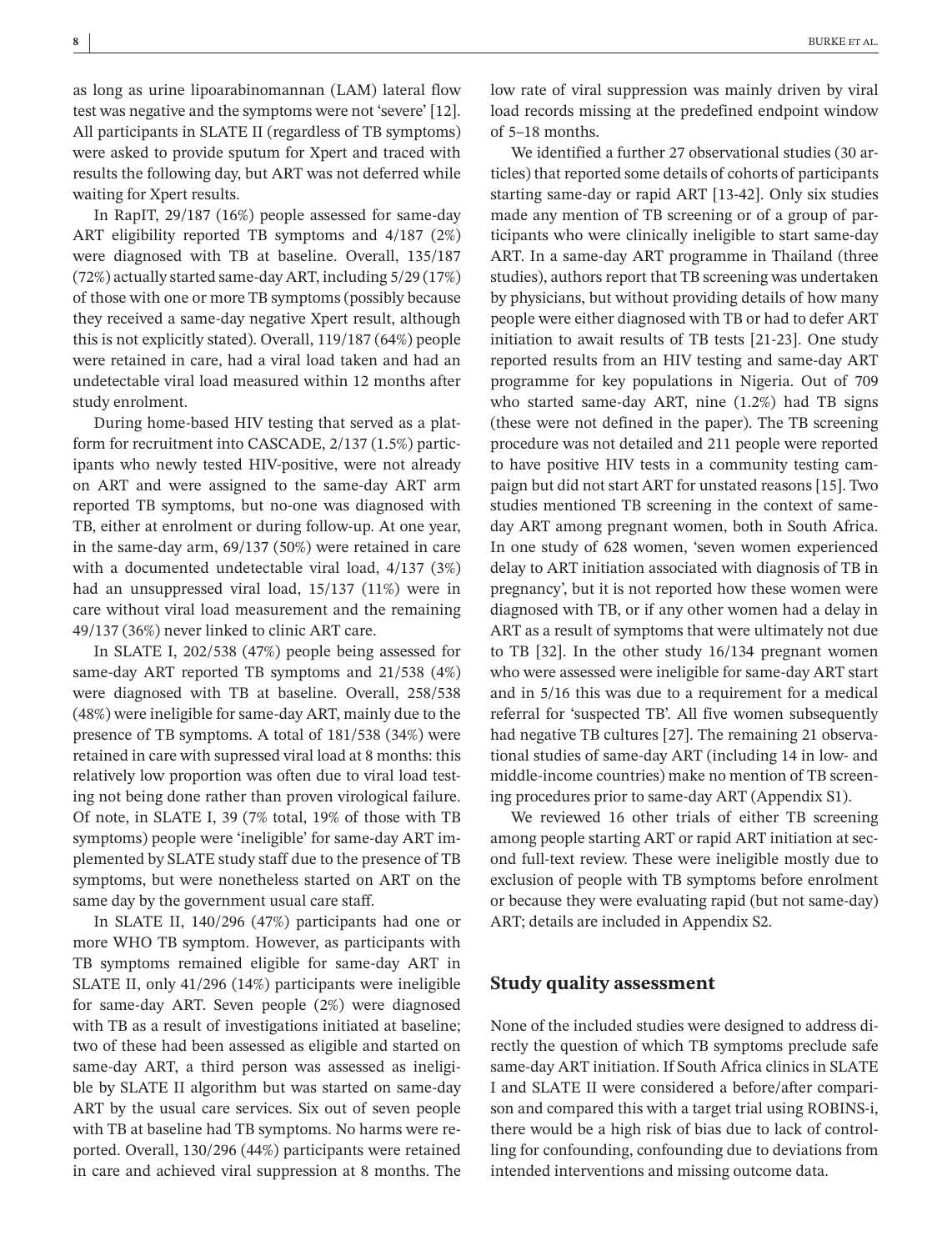as long as urine lipoarabinomannan (LAM) lateral flow test was negative and the symptoms were not 'severe' [12]. All participants in SLATE II (regardless of TB symptoms) were asked to provide sputum for Xpert and traced with results the following day, but ART was not deferred while waiting for Xpert results.

In RapIT, 29/187 (16%) people assessed for same-day ART eligibility reported TB symptoms and 4/187 (2%) were diagnosed with TB at baseline. Overall, 135/187 (72%) actually started same-day ART, including 5/29 (17%) of those with one or more TB symptoms (possibly because they received a same-day negative Xpert result, although this is not explicitly stated). Overall, 119/187 (64%) people were retained in care, had a viral load taken and had an undetectable viral load measured within 12 months after study enrolment.

During home-based HIV testing that served as a platform for recruitment into CASCADE, 2/137 (1.5%) participants who newly tested HIV-positive, were not already on ART and were assigned to the same-day ART arm reported TB symptoms, but no-one was diagnosed with TB, either at enrolment or during follow-up. At one year, in the same-day arm, 69/137 (50%) were retained in care with a documented undetectable viral load, 4/137 (3%) had an unsuppressed viral load, 15/137 (11%) were in care without viral load measurement and the remaining 49/137 (36%) never linked to clinic ART care.

In SLATE I, 202/538 (47%) people being assessed for same-day ART reported TB symptoms and 21/538 (4%) were diagnosed with TB at baseline. Overall, 258/538 (48%) were ineligible for same-day ART, mainly due to the presence of TB symptoms. A total of 181/538 (34%) were retained in care with supressed viral load at 8 months: this relatively low proportion was often due to viral load testing not being done rather than proven virological failure. Of note, in SLATE I, 39 (7% total, 19% of those with TB symptoms) people were 'ineligible' for same-day ART implemented by SLATE study staff due to the presence of TB symptoms, but were nonetheless started on ART on the same day by the government usual care staff.

In SLATE II, 140/296 (47%) participants had one or more WHO TB symptom. However, as participants with TB symptoms remained eligible for same-day ART in SLATE II, only 41/296 (14%) participants were ineligible for same-day ART. Seven people (2%) were diagnosed with TB as a result of investigations initiated at baseline; two of these had been assessed as eligible and started on same-day ART, a third person was assessed as ineligible by SLATE II algorithm but was started on same-day ART by the usual care services. Six out of seven people with TB at baseline had TB symptoms. No harms were reported. Overall, 130/296 (44%) participants were retained in care and achieved viral suppression at 8 months. The low rate of viral suppression was mainly driven by viral load records missing at the predefined endpoint window of 5–18 months.

We identified a further 27 observational studies (30 articles) that reported some details of cohorts of participants starting same-day or rapid ART [13-42]. Only six studies made any mention of TB screening or of a group of participants who were clinically ineligible to start same-day ART. In a same-day ART programme in Thailand (three studies), authors report that TB screening was undertaken by physicians, but without providing details of how many people were either diagnosed with TB or had to defer ART initiation to await results of TB tests [21-23]. One study reported results from an HIV testing and same-day ART programme for key populations in Nigeria. Out of 709 who started same-day ART, nine (1.2%) had TB signs (these were not defined in the paper). The TB screening procedure was not detailed and 211 people were reported to have positive HIV tests in a community testing campaign but did not start ART for unstated reasons [15]. Two studies mentioned TB screening in the context of same-day ART among pregnant women, both in South Africa. In one study of 628 women, 'seven women experienced delay to ART initiation associated with diagnosis of TB in pregnancy', but it is not reported how these women were diagnosed with TB, or if any other women had a delay in ART as a result of symptoms that were ultimately not due to TB [32]. In the other study 16/134 pregnant women who were assessed were ineligible for same-day ART start and in 5/16 this was due to a requirement for a medical referral for 'suspected TB'. All five women subsequently had negative TB cultures [27]. The remaining 21 observational studies of same-day ART (including 14 in low- and middle-income countries) make no mention of TB screening procedures prior to same-day ART (Appendix S1).

We reviewed 16 other trials of either TB screening among people starting ART or rapid ART initiation at second full-text review. These were ineligible mostly due to exclusion of people with TB symptoms before enrolment or because they were evaluating rapid (but not same-day) ART; details are included in Appendix S2.

## Study quality assessment

None of the included studies were designed to address directly the question of which TB symptoms preclude safe same-day ART initiation. If South Africa clinics in SLATE I and SLATE II were considered a before/after comparison and compared this with a target trial using ROBINS-i, there would be a high risk of bias due to lack of controlling for confounding, confounding due to deviations from intended interventions and missing outcome data.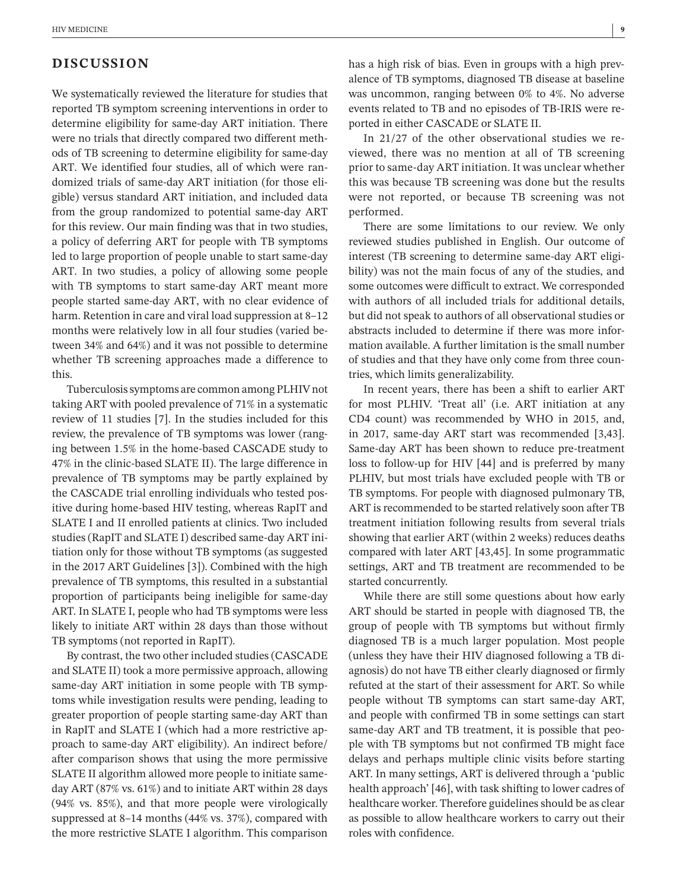## DISCUSSION

We systematically reviewed the literature for studies that reported TB symptom screening interventions in order to determine eligibility for same-day ART initiation. There were no trials that directly compared two different methods of TB screening to determine eligibility for same-day ART. We identified four studies, all of which were randomized trials of same-day ART initiation (for those eligible) versus standard ART initiation, and included data from the group randomized to potential same-day ART for this review. Our main finding was that in two studies, a policy of deferring ART for people with TB symptoms led to large proportion of people unable to start same-day ART. In two studies, a policy of allowing some people with TB symptoms to start same-day ART meant more people started same-day ART, with no clear evidence of harm. Retention in care and viral load suppression at 8–12 months were relatively low in all four studies (varied between 34% and 64%) and it was not possible to determine whether TB screening approaches made a difference to this.

Tuberculosis symptoms are common among PLHIV not taking ART with pooled prevalence of 71% in a systematic review of 11 studies [7]. In the studies included for this review, the prevalence of TB symptoms was lower (ranging between 1.5% in the home-based CASCADE study to 47% in the clinic-based SLATE II). The large difference in prevalence of TB symptoms may be partly explained by the CASCADE trial enrolling individuals who tested positive during home-based HIV testing, whereas RapIT and SLATE I and II enrolled patients at clinics. Two included studies (RapIT and SLATE I) described same-day ART initiation only for those without TB symptoms (as suggested in the 2017 ART Guidelines [3]). Combined with the high prevalence of TB symptoms, this resulted in a substantial proportion of participants being ineligible for same-day ART. In SLATE I, people who had TB symptoms were less likely to initiate ART within 28 days than those without TB symptoms (not reported in RapIT).

By contrast, the two other included studies (CASCADE and SLATE II) took a more permissive approach, allowing same-day ART initiation in some people with TB symptoms while investigation results were pending, leading to greater proportion of people starting same-day ART than in RapIT and SLATE I (which had a more restrictive approach to same-day ART eligibility). An indirect before/after comparison shows that using the more permissive SLATE II algorithm allowed more people to initiate same-day ART (87% vs. 61%) and to initiate ART within 28 days (94% vs. 85%), and that more people were virologically suppressed at 8–14 months (44% vs. 37%), compared with the more restrictive SLATE I algorithm. This comparison has a high risk of bias. Even in groups with a high prevalence of TB symptoms, diagnosed TB disease at baseline was uncommon, ranging between 0% to 4%. No adverse events related to TB and no episodes of TB-IRIS were reported in either CASCADE or SLATE II.

In 21/27 of the other observational studies we reviewed, there was no mention at all of TB screening prior to same-day ART initiation. It was unclear whether this was because TB screening was done but the results were not reported, or because TB screening was not performed.

There are some limitations to our review. We only reviewed studies published in English. Our outcome of interest (TB screening to determine same-day ART eligibility) was not the main focus of any of the studies, and some outcomes were difficult to extract. We corresponded with authors of all included trials for additional details, but did not speak to authors of all observational studies or abstracts included to determine if there was more information available. A further limitation is the small number of studies and that they have only come from three countries, which limits generalizability.

In recent years, there has been a shift to earlier ART for most PLHIV. 'Treat all' (i.e. ART initiation at any CD4 count) was recommended by WHO in 2015, and, in 2017, same-day ART start was recommended [3,43]. Same-day ART has been shown to reduce pre-treatment loss to follow-up for HIV [44] and is preferred by many PLHIV, but most trials have excluded people with TB or TB symptoms. For people with diagnosed pulmonary TB, ART is recommended to be started relatively soon after TB treatment initiation following results from several trials showing that earlier ART (within 2 weeks) reduces deaths compared with later ART [43,45]. In some programmatic settings, ART and TB treatment are recommended to be started concurrently.

While there are still some questions about how early ART should be started in people with diagnosed TB, the group of people with TB symptoms but without firmly diagnosed TB is a much larger population. Most people (unless they have their HIV diagnosed following a TB diagnosis) do not have TB either clearly diagnosed or firmly refuted at the start of their assessment for ART. So while people without TB symptoms can start same-day ART, and people with confirmed TB in some settings can start same-day ART and TB treatment, it is possible that people with TB symptoms but not confirmed TB might face delays and perhaps multiple clinic visits before starting ART. In many settings, ART is delivered through a 'public health approach' [46], with task shifting to lower cadres of healthcare worker. Therefore guidelines should be as clear as possible to allow healthcare workers to carry out their roles with confidence.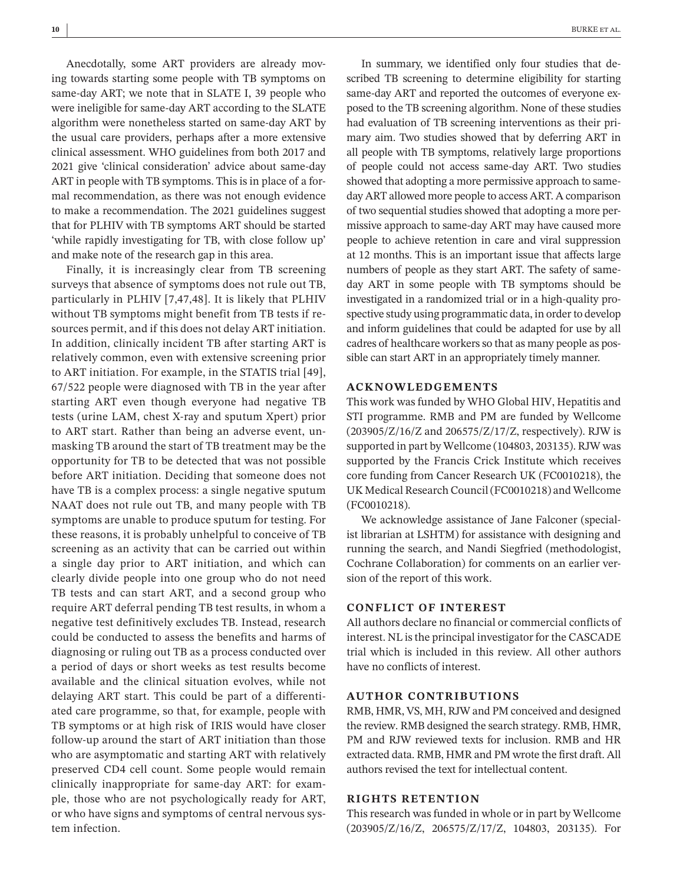Anecdotally, some ART providers are already moving towards starting some people with TB symptoms on same-day ART; we note that in SLATE I, 39 people who were ineligible for same-day ART according to the SLATE algorithm were nonetheless started on same-day ART by the usual care providers, perhaps after a more extensive clinical assessment. WHO guidelines from both 2017 and 2021 give 'clinical consideration' advice about same-day ART in people with TB symptoms. This is in place of a formal recommendation, as there was not enough evidence to make a recommendation. The 2021 guidelines suggest that for PLHIV with TB symptoms ART should be started 'while rapidly investigating for TB, with close follow up' and make note of the research gap in this area.

Finally, it is increasingly clear from TB screening surveys that absence of symptoms does not rule out TB, particularly in PLHIV [7,47,48]. It is likely that PLHIV without TB symptoms might benefit from TB tests if resources permit, and if this does not delay ART initiation. In addition, clinically incident TB after starting ART is relatively common, even with extensive screening prior to ART initiation. For example, in the STATIS trial [49], 67/522 people were diagnosed with TB in the year after starting ART even though everyone had negative TB tests (urine LAM, chest X-ray and sputum Xpert) prior to ART start. Rather than being an adverse event, unmasking TB around the start of TB treatment may be the opportunity for TB to be detected that was not possible before ART initiation. Deciding that someone does not have TB is a complex process: a single negative sputum NAAT does not rule out TB, and many people with TB symptoms are unable to produce sputum for testing. For these reasons, it is probably unhelpful to conceive of TB screening as an activity that can be carried out within a single day prior to ART initiation, and which can clearly divide people into one group who do not need TB tests and can start ART, and a second group who require ART deferral pending TB test results, in whom a negative test definitively excludes TB. Instead, research could be conducted to assess the benefits and harms of diagnosing or ruling out TB as a process conducted over a period of days or short weeks as test results become available and the clinical situation evolves, while not delaying ART start. This could be part of a differentiated care programme, so that, for example, people with TB symptoms or at high risk of IRIS would have closer follow-up around the start of ART initiation than those who are asymptomatic and starting ART with relatively preserved CD4 cell count. Some people would remain clinically inappropriate for same-day ART: for example, those who are not psychologically ready for ART, or who have signs and symptoms of central nervous system infection.

In summary, we identified only four studies that described TB screening to determine eligibility for starting same-day ART and reported the outcomes of everyone exposed to the TB screening algorithm. None of these studies had evaluation of TB screening interventions as their primary aim. Two studies showed that by deferring ART in all people with TB symptoms, relatively large proportions of people could not access same-day ART. Two studies showed that adopting a more permissive approach to same-day ART allowed more people to access ART. A comparison of two sequential studies showed that adopting a more permissive approach to same-day ART may have caused more people to achieve retention in care and viral suppression at 12 months. This is an important issue that affects large numbers of people as they start ART. The safety of same-day ART in some people with TB symptoms should be investigated in a randomized trial or in a high-quality prospective study using programmatic data, in order to develop and inform guidelines that could be adapted for use by all cadres of healthcare workers so that as many people as possible can start ART in an appropriately timely manner.

## ACKNOWLEDGEMENTS

This work was funded by WHO Global HIV, Hepatitis and STI programme. RMB and PM are funded by Wellcome (203905/Z/16/Z and 206575/Z/17/Z, respectively). RJW is supported in part by Wellcome (104803, 203135). RJW was supported by the Francis Crick Institute which receives core funding from Cancer Research UK (FC0010218), the UK Medical Research Council (FC0010218) and Wellcome (FC0010218).

We acknowledge assistance of Jane Falconer (specialist librarian at LSHTM) for assistance with designing and running the search, and Nandi Siegfried (methodologist, Cochrane Collaboration) for comments on an earlier version of the report of this work.

## CONFLICT OF INTEREST

All authors declare no financial or commercial conflicts of interest. NL is the principal investigator for the CASCADE trial which is included in this review. All other authors have no conflicts of interest.

## AUTHOR CONTRIBUTIONS

RMB, HMR, VS, MH, RJW and PM conceived and designed the review. RMB designed the search strategy. RMB, HMR, PM and RJW reviewed texts for inclusion. RMB and HR extracted data. RMB, HMR and PM wrote the first draft. All authors revised the text for intellectual content.

## RIGHTS RETENTION

This research was funded in whole or in part by Wellcome (203905/Z/16/Z, 206575/Z/17/Z, 104803, 203135). For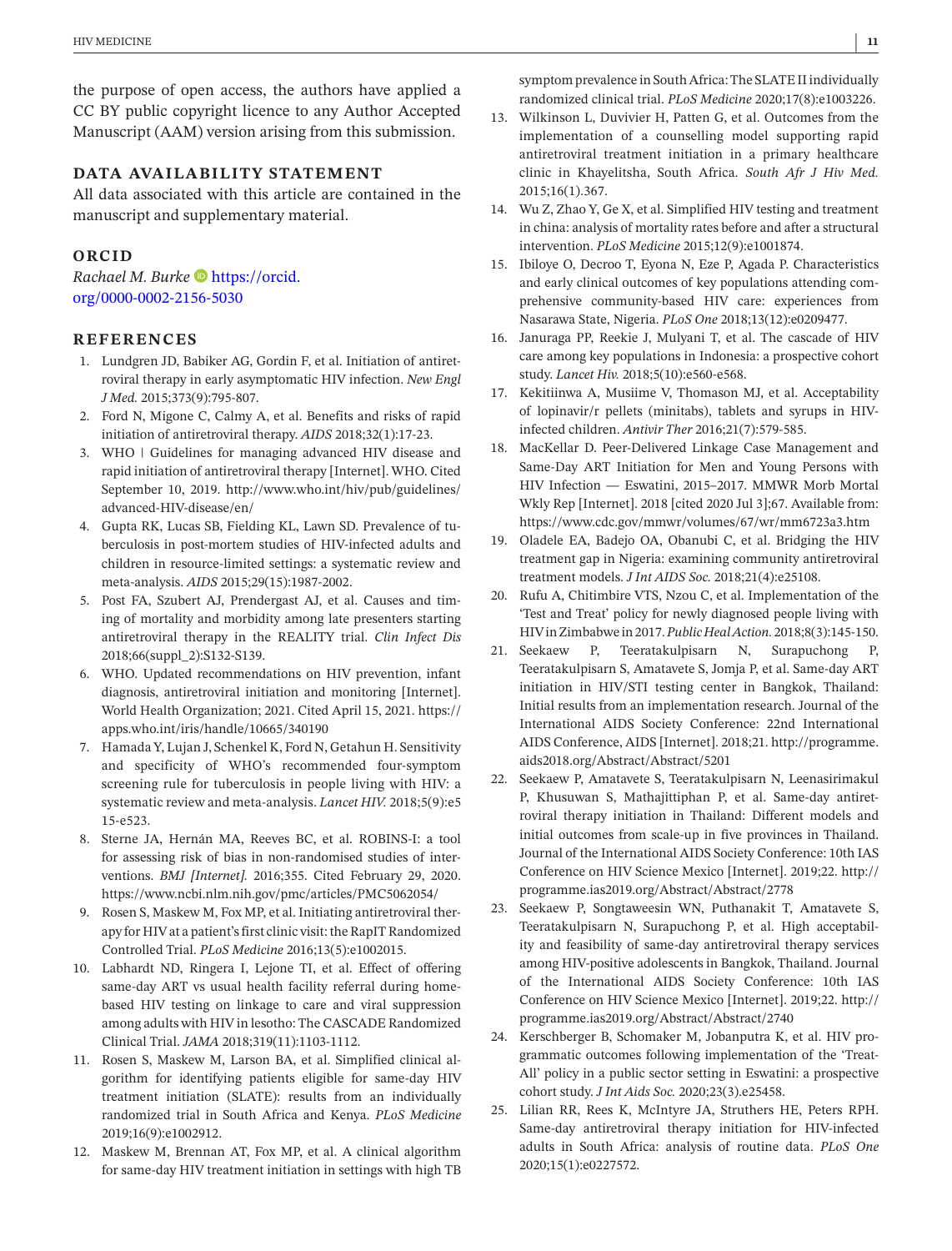the purpose of open access, the authors have applied a CC BY public copyright licence to any Author Accepted Manuscript (AAM) version arising from this submission.

## DATA AVAILABILITY STATEMENT

All data associated with this article are contained in the manuscript and supplementary material.

## ORCID

*Rachael M. Burke* https://orcid.org/0000-0002-2156-5030

## REFERENCES

1. Lundgren JD, Babiker AG, Gordin F, et al. Initiation of antiretroviral therapy in early asymptomatic HIV infection. *New Engl J Med.* 2015;373(9):795-807.
2. Ford N, Migone C, Calmy A, et al. Benefits and risks of rapid initiation of antiretroviral therapy. *AIDS* 2018;32(1):17-23.
3. WHO | Guidelines for managing advanced HIV disease and rapid initiation of antiretroviral therapy [Internet]. WHO. Cited September 10, 2019. http://www.who.int/hiv/pub/guidelines/advanced-HIV-disease/en/
4. Gupta RK, Lucas SB, Fielding KL, Lawn SD. Prevalence of tuberculosis in post-mortem studies of HIV-infected adults and children in resource-limited settings: a systematic review and meta-analysis. *AIDS* 2015;29(15):1987-2002.
5. Post FA, Szubert AJ, Prendergast AJ, et al. Causes and timing of mortality and morbidity among late presenters starting antiretroviral therapy in the REALITY trial. *Clin Infect Dis* 2018;66(suppl_2):S132-S139.
6. WHO. Updated recommendations on HIV prevention, infant diagnosis, antiretroviral initiation and monitoring [Internet]. World Health Organization; 2021. Cited April 15, 2021. https://apps.who.int/iris/handle/10665/340190
7. Hamada Y, Lujan J, Schenkel K, Ford N, Getahun H. Sensitivity and specificity of WHO's recommended four-symptom screening rule for tuberculosis in people living with HIV: a systematic review and meta-analysis. *Lancet HIV.* 2018;5(9):e515-e523.
8. Sterne JA, Hernán MA, Reeves BC, et al. ROBINS-I: a tool for assessing risk of bias in non-randomised studies of interventions. *BMJ [Internet].* 2016;355. Cited February 29, 2020. https://www.ncbi.nlm.nih.gov/pmc/articles/PMC5062054/
9. Rosen S, Maskew M, Fox MP, et al. Initiating antiretroviral therapy for HIV at a patient's first clinic visit: the RapIT Randomized Controlled Trial. *PLoS Medicine* 2016;13(5):e1002015.
10. Labhardt ND, Ringera I, Lejone TI, et al. Effect of offering same-day ART vs usual health facility referral during home-based HIV testing on linkage to care and viral suppression among adults with HIV in lesotho: The CASCADE Randomized Clinical Trial. *JAMA* 2018;319(11):1103-1112.
11. Rosen S, Maskew M, Larson BA, et al. Simplified clinical algorithm for identifying patients eligible for same-day HIV treatment initiation (SLATE): results from an individually randomized trial in South Africa and Kenya. *PLoS Medicine* 2019;16(9):e1002912.
12. Maskew M, Brennan AT, Fox MP, et al. A clinical algorithm for same-day HIV treatment initiation in settings with high TB symptom prevalence in South Africa: The SLATE II individually randomized clinical trial. *PLoS Medicine* 2020;17(8):e1003226.
13. Wilkinson L, Duvivier H, Patten G, et al. Outcomes from the implementation of a counselling model supporting rapid antiretroviral treatment initiation in a primary healthcare clinic in Khayelitsha, South Africa. *South Afr J Hiv Med.* 2015;16(1).367.
14. Wu Z, Zhao Y, Ge X, et al. Simplified HIV testing and treatment in china: analysis of mortality rates before and after a structural intervention. *PLoS Medicine* 2015;12(9):e1001874.
15. Ibiloye O, Decroo T, Eyona N, Eze P, Agada P. Characteristics and early clinical outcomes of key populations attending comprehensive community-based HIV care: experiences from Nasarawa State, Nigeria. *PLoS One* 2018;13(12):e0209477.
16. Januraga PP, Reekie J, Mulyani T, et al. The cascade of HIV care among key populations in Indonesia: a prospective cohort study. *Lancet Hiv.* 2018;5(10):e560-e568.
17. Kekitiinwa A, Musiime V, Thomason MJ, et al. Acceptability of lopinavir/r pellets (minitabs), tablets and syrups in HIV-infected children. *Antivir Ther* 2016;21(7):579-585.
18. MacKellar D. Peer-Delivered Linkage Case Management and Same-Day ART Initiation for Men and Young Persons with HIV Infection — Eswatini, 2015–2017. MMWR Morb Mortal Wkly Rep [Internet]. 2018 [cited 2020 Jul 3];67. Available from: https://www.cdc.gov/mmwr/volumes/67/wr/mm6723a3.htm
19. Oladele EA, Badejo OA, Obanubi C, et al. Bridging the HIV treatment gap in Nigeria: examining community antiretroviral treatment models. *J Int AIDS Soc.* 2018;21(4):e25108.
20. Rufu A, Chitimbire VTS, Nzou C, et al. Implementation of the 'Test and Treat' policy for newly diagnosed people living with HIV in Zimbabwe in 2017. *Public Heal Action.* 2018;8(3):145-150.
21. Seekaew P, Teeratakulpisarn N, Surapuchong P, Teeratakulpisarn S, Amatavete S, Jomja P, et al. Same-day ART initiation in HIV/STI testing center in Bangkok, Thailand: Initial results from an implementation research. Journal of the International AIDS Society Conference: 22nd International AIDS Conference, AIDS [Internet]. 2018;21. http://programme.aids2018.org/Abstract/Abstract/5201
22. Seekaew P, Amatavete S, Teeratakulpisarn N, Leenasirimakul P, Khusuwan S, Mathajittiphan P, et al. Same-day antiretroviral therapy initiation in Thailand: Different models and initial outcomes from scale-up in five provinces in Thailand. Journal of the International AIDS Society Conference: 10th IAS Conference on HIV Science Mexico [Internet]. 2019;22. http://programme.ias2019.org/Abstract/Abstract/2778
23. Seekaew P, Songtaweesin WN, Puthanakit T, Amatavete S, Teeratakulpisarn N, Surapuchong P, et al. High acceptability and feasibility of same-day antiretroviral therapy services among HIV-positive adolescents in Bangkok, Thailand. Journal of the International AIDS Society Conference: 10th IAS Conference on HIV Science Mexico [Internet]. 2019;22. http://programme.ias2019.org/Abstract/Abstract/2740
24. Kerschberger B, Schomaker M, Jobanputra K, et al. HIV programmatic outcomes following implementation of the 'Treat-All' policy in a public sector setting in Eswatini: a prospective cohort study. *J Int Aids Soc.* 2020;23(3).e25458.
25. Lilian RR, Rees K, McIntyre JA, Struthers HE, Peters RPH. Same-day antiretroviral therapy initiation for HIV-infected adults in South Africa: analysis of routine data. *PLoS One* 2020;15(1):e0227572.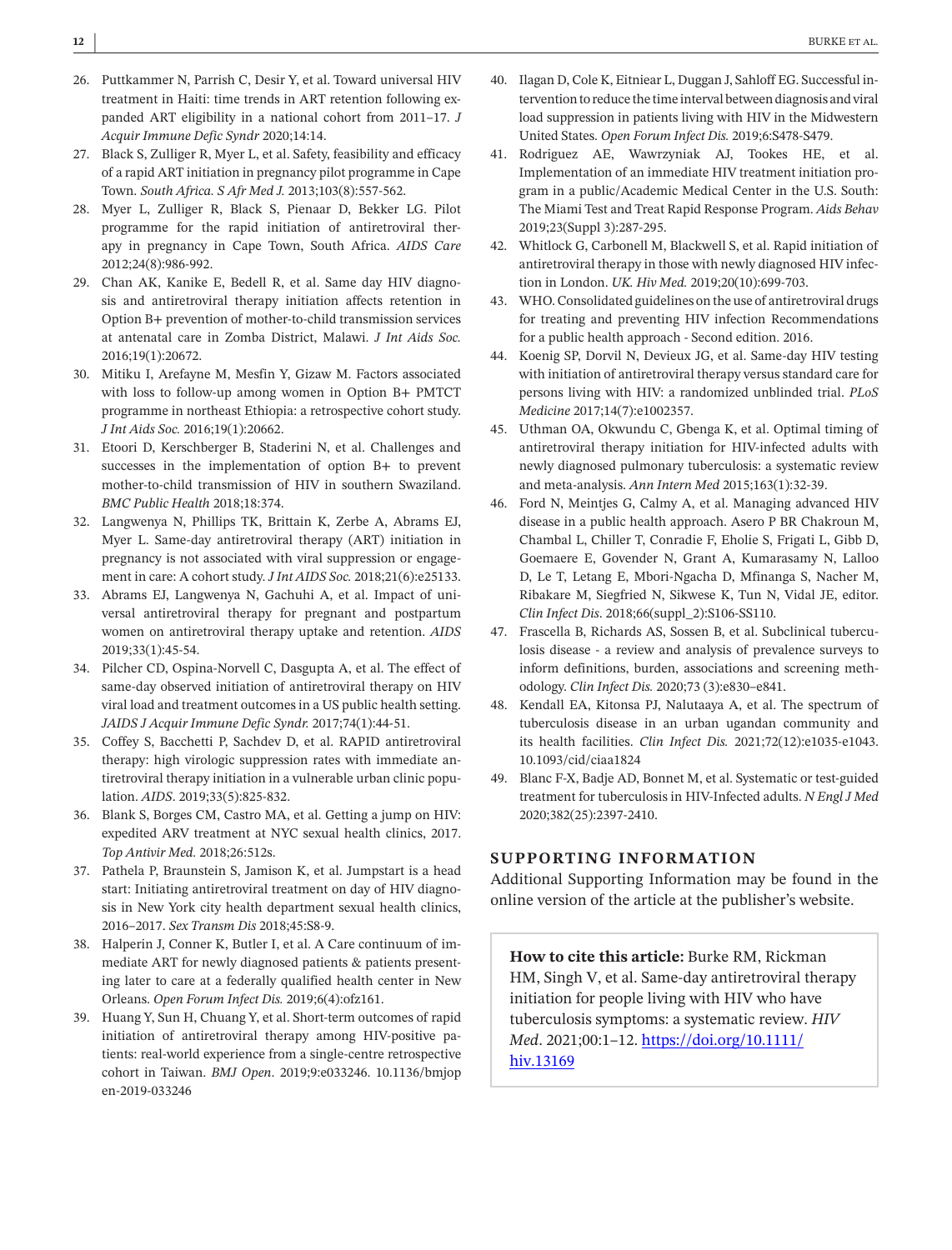26. Puttkammer N, Parrish C, Desir Y, et al. Toward universal HIV treatment in Haiti: time trends in ART retention following expanded ART eligibility in a national cohort from 2011–17. *J Acquir Immune Defic Syndr* 2020;14:14.
27. Black S, Zulliger R, Myer L, et al. Safety, feasibility and efficacy of a rapid ART initiation in pregnancy pilot programme in Cape Town. *South Africa. S Afr Med J.* 2013;103(8):557-562.
28. Myer L, Zulliger R, Black S, Pienaar D, Bekker LG. Pilot programme for the rapid initiation of antiretroviral therapy in pregnancy in Cape Town, South Africa. *AIDS Care* 2012;24(8):986-992.
29. Chan AK, Kanike E, Bedell R, et al. Same day HIV diagnosis and antiretroviral therapy initiation affects retention in Option B+ prevention of mother-to-child transmission services at antenatal care in Zomba District, Malawi. *J Int Aids Soc.* 2016;19(1):20672.
30. Mitiku I, Arefayne M, Mesfin Y, Gizaw M. Factors associated with loss to follow-up among women in Option B+ PMTCT programme in northeast Ethiopia: a retrospective cohort study. *J Int Aids Soc.* 2016;19(1):20662.
31. Etoori D, Kerschberger B, Staderini N, et al. Challenges and successes in the implementation of option B+ to prevent mother-to-child transmission of HIV in southern Swaziland. *BMC Public Health* 2018;18:374.
32. Langwenya N, Phillips TK, Brittain K, Zerbe A, Abrams EJ, Myer L. Same-day antiretroviral therapy (ART) initiation in pregnancy is not associated with viral suppression or engagement in care: A cohort study. *J Int AIDS Soc.* 2018;21(6):e25133.
33. Abrams EJ, Langwenya N, Gachuhi A, et al. Impact of universal antiretroviral therapy for pregnant and postpartum women on antiretroviral therapy uptake and retention. *AIDS* 2019;33(1):45-54.
34. Pilcher CD, Ospina-Norvell C, Dasgupta A, et al. The effect of same-day observed initiation of antiretroviral therapy on HIV viral load and treatment outcomes in a US public health setting. *JAIDS J Acquir Immune Defic Syndr.* 2017;74(1):44-51.
35. Coffey S, Bacchetti P, Sachdev D, et al. RAPID antiretroviral therapy: high virologic suppression rates with immediate antiretroviral therapy initiation in a vulnerable urban clinic population. *AIDS*. 2019;33(5):825-832.
36. Blank S, Borges CM, Castro MA, et al. Getting a jump on HIV: expedited ARV treatment at NYC sexual health clinics, 2017. *Top Antivir Med.* 2018;26:512s.
37. Pathela P, Braunstein S, Jamison K, et al. Jumpstart is a head start: Initiating antiretroviral treatment on day of HIV diagnosis in New York city health department sexual health clinics, 2016–2017. *Sex Transm Dis* 2018;45:S8-9.
38. Halperin J, Conner K, Butler I, et al. A Care continuum of immediate ART for newly diagnosed patients & patients presenting later to care at a federally qualified health center in New Orleans. *Open Forum Infect Dis.* 2019;6(4):ofz161.
39. Huang Y, Sun H, Chuang Y, et al. Short-term outcomes of rapid initiation of antiretroviral therapy among HIV-positive patients: real-world experience from a single-centre retrospective cohort in Taiwan. *BMJ Open*. 2019;9:e033246. 10.1136/bmjopen-2019-033246
40. Ilagan D, Cole K, Eitniear L, Duggan J, Sahloff EG. Successful intervention to reduce the time interval between diagnosis and viral load suppression in patients living with HIV in the Midwestern United States. *Open Forum Infect Dis.* 2019;6:S478-S479.
41. Rodriguez AE, Wawrzyniak AJ, Tookes HE, et al. Implementation of an immediate HIV treatment initiation program in a public/Academic Medical Center in the U.S. South: The Miami Test and Treat Rapid Response Program. *Aids Behav* 2019;23(Suppl 3):287-295.
42. Whitlock G, Carbonell M, Blackwell S, et al. Rapid initiation of antiretroviral therapy in those with newly diagnosed HIV infection in London. *UK. Hiv Med.* 2019;20(10):699-703.
43. WHO. Consolidated guidelines on the use of antiretroviral drugs for treating and preventing HIV infection Recommendations for a public health approach - Second edition. 2016.
44. Koenig SP, Dorvil N, Devieux JG, et al. Same-day HIV testing with initiation of antiretroviral therapy versus standard care for persons living with HIV: a randomized unblinded trial. *PLoS Medicine* 2017;14(7):e1002357.
45. Uthman OA, Okwundu C, Gbenga K, et al. Optimal timing of antiretroviral therapy initiation for HIV-infected adults with newly diagnosed pulmonary tuberculosis: a systematic review and meta-analysis. *Ann Intern Med* 2015;163(1):32-39.
46. Ford N, Meintjes G, Calmy A, et al. Managing advanced HIV disease in a public health approach. Asero P BR Chakroun M, Chambal L, Chiller T, Conradie F, Eholie S, Frigati L, Gibb D, Goemaere E, Govender N, Grant A, Kumarasamy N, Lalloo D, Le T, Letang E, Mbori-Ngacha D, Mfinanga S, Nacher M, Ribakare M, Siegfried N, Sikwese K, Tun N, Vidal JE, editor. *Clin Infect Dis*. 2018;66(suppl_2):S106-SS110.
47. Frascella B, Richards AS, Sossen B, et al. Subclinical tuberculosis disease - a review and analysis of prevalence surveys to inform definitions, burden, associations and screening methodology. *Clin Infect Dis.* 2020;73 (3):e830–e841.
48. Kendall EA, Kitonsa PJ, Nalutaaya A, et al. The spectrum of tuberculosis disease in an urban ugandan community and its health facilities. *Clin Infect Dis.* 2021;72(12):e1035-e1043. 10.1093/cid/ciaa1824
49. Blanc F-X, Badje AD, Bonnet M, et al. Systematic or test-guided treatment for tuberculosis in HIV-Infected adults. *N Engl J Med* 2020;382(25):2397-2410.

## SUPPORTING INFORMATION

Additional Supporting Information may be found in the online version of the article at the publisher's website.

**How to cite this article:** Burke RM, Rickman HM, Singh V, et al. Same-day antiretroviral therapy initiation for people living with HIV who have tuberculosis symptoms: a systematic review. *HIV Med*. 2021;00:1–12. https://doi.org/10.1111/hiv.13169